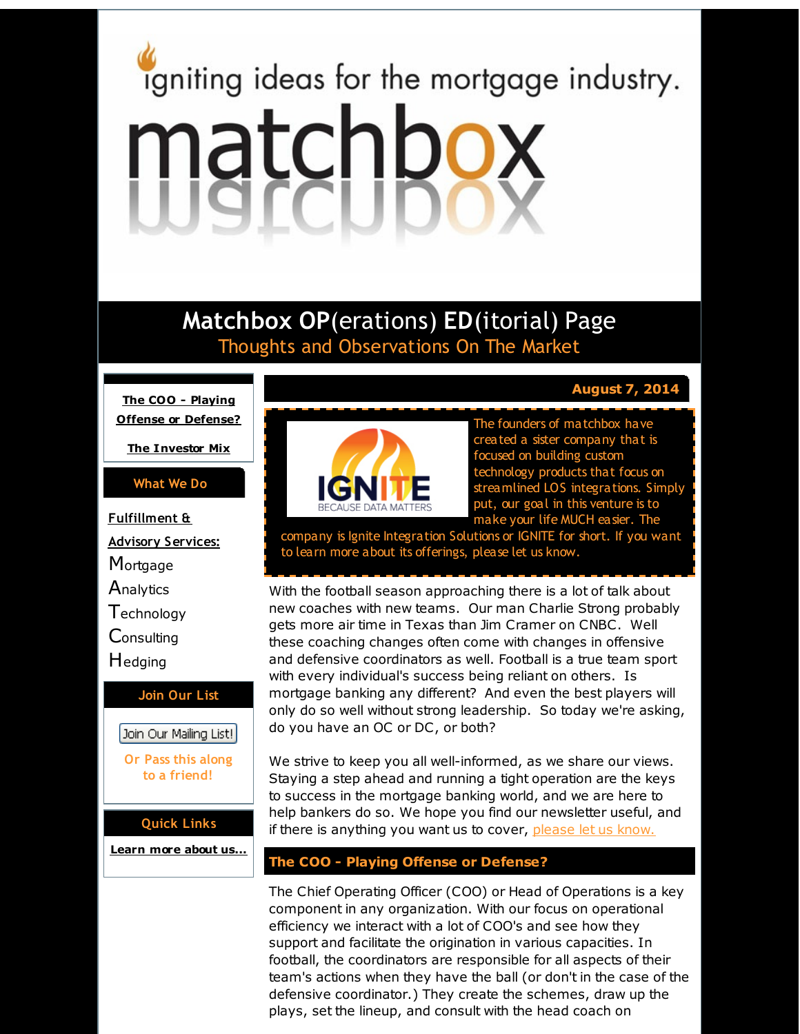igniting ideas for the mortgage industry.

# matchbox

## Matchbox OP(erations) ED(itorial) Page

Thoughts and Observations On The Market

**The COO - Playing Offense or Defense?**

**The Investor Mix**

**What We Do**

**Fulfillment & Advisory Services:**

Mortgage
Analytics
Technology
Consulting
Hedging

**Join Our List**

Join Our Mailing List!

Or Pass this along to a friend!

**Quick Links**

**Learn more about us...**

**August 7, 2014**

IGNITE BECAUSE DATA MATTERS

The founders of matchbox have created a sister company that is focused on building custom technology products that focus on streamlined LOS integrations. Simply put, our goal in this venture is to make your life MUCH easier. The company is Ignite Integration Solutions or IGNITE for short. If you want to learn more about its offerings, please let us know.

With the football season approaching there is a lot of talk about new coaches with new teams. Our man Charlie Strong probably gets more air time in Texas than Jim Cramer on CNBC. Well these coaching changes often come with changes in offensive and defensive coordinators as well. Football is a true team sport with every individual's success being reliant on others. Is mortgage banking any different? And even the best players will only do so well without strong leadership. So today we're asking, do you have an OC or DC, or both?

We strive to keep you all well-informed, as we share our views. Staying a step ahead and running a tight operation are the keys to success in the mortgage banking world, and we are here to help bankers do so. We hope you find our newsletter useful, and if there is anything you want us to cover, please let us know.

### The COO - Playing Offense or Defense?

The Chief Operating Officer (COO) or Head of Operations is a key component in any organization. With our focus on operational efficiency we interact with a lot of COO's and see how they support and facilitate the origination in various capacities. In football, the coordinators are responsible for all aspects of their team's actions when they have the ball (or don't in the case of the defensive coordinator.) They create the schemes, draw up the plays, set the lineup, and consult with the head coach on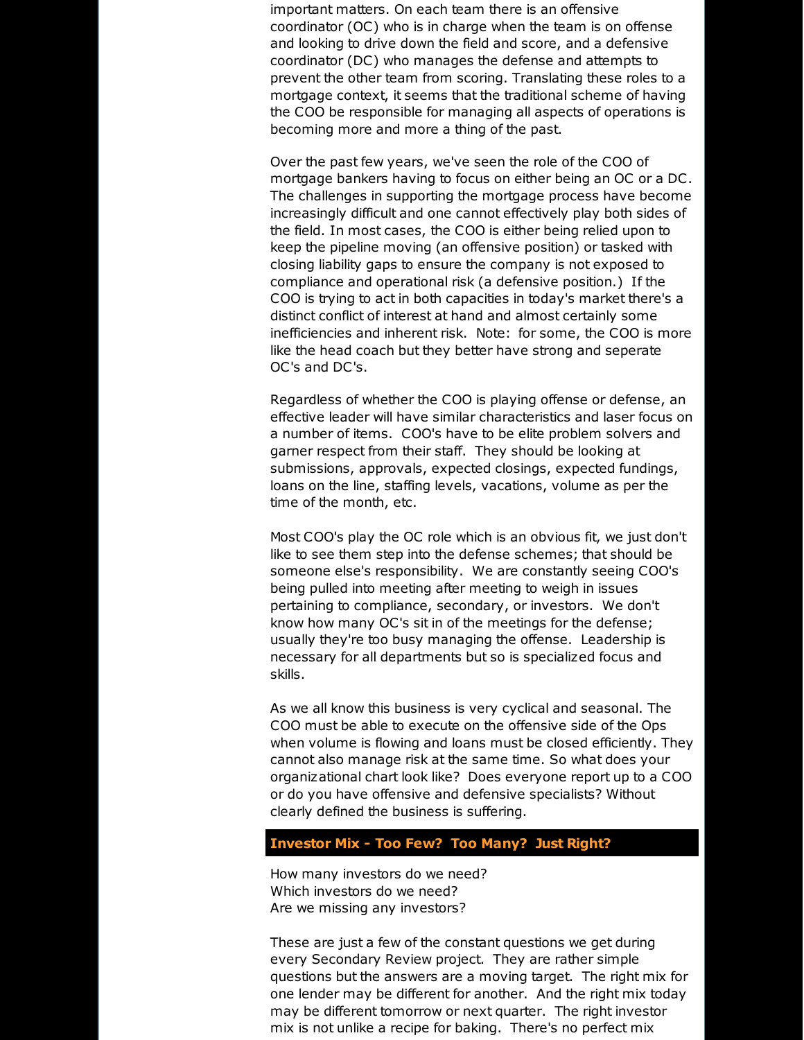important matters. On each team there is an offensive coordinator (OC) who is in charge when the team is on offense and looking to drive down the field and score, and a defensive coordinator (DC) who manages the defense and attempts to prevent the other team from scoring. Translating these roles to a mortgage context, it seems that the traditional scheme of having the COO be responsible for managing all aspects of operations is becoming more and more a thing of the past.

Over the past few years, we've seen the role of the COO of mortgage bankers having to focus on either being an OC or a DC. The challenges in supporting the mortgage process have become increasingly difficult and one cannot effectively play both sides of the field. In most cases, the COO is either being relied upon to keep the pipeline moving (an offensive position) or tasked with closing liability gaps to ensure the company is not exposed to compliance and operational risk (a defensive position.) If the COO is trying to act in both capacities in today's market there's a distinct conflict of interest at hand and almost certainly some inefficiencies and inherent risk. Note: for some, the COO is more like the head coach but they better have strong and seperate OC's and DC's.

Regardless of whether the COO is playing offense or defense, an effective leader will have similar characteristics and laser focus on a number of items. COO's have to be elite problem solvers and garner respect from their staff. They should be looking at submissions, approvals, expected closings, expected fundings, loans on the line, staffing levels, vacations, volume as per the time of the month, etc.

Most COO's play the OC role which is an obvious fit, we just don't like to see them step into the defense schemes; that should be someone else's responsibility. We are constantly seeing COO's being pulled into meeting after meeting to weigh in issues pertaining to compliance, secondary, or investors. We don't know how many OC's sit in of the meetings for the defense; usually they're too busy managing the offense. Leadership is necessary for all departments but so is specialized focus and skills.

As we all know this business is very cyclical and seasonal. The COO must be able to execute on the offensive side of the Ops when volume is flowing and loans must be closed efficiently. They cannot also manage risk at the same time. So what does your organizational chart look like? Does everyone report up to a COO or do you have offensive and defensive specialists? Without clearly defined the business is suffering.

## Investor Mix - Too Few? Too Many? Just Right?

How many investors do we need?
Which investors do we need?
Are we missing any investors?

These are just a few of the constant questions we get during every Secondary Review project. They are rather simple questions but the answers are a moving target. The right mix for one lender may be different for another. And the right mix today may be different tomorrow or next quarter. The right investor mix is not unlike a recipe for baking. There's no perfect mix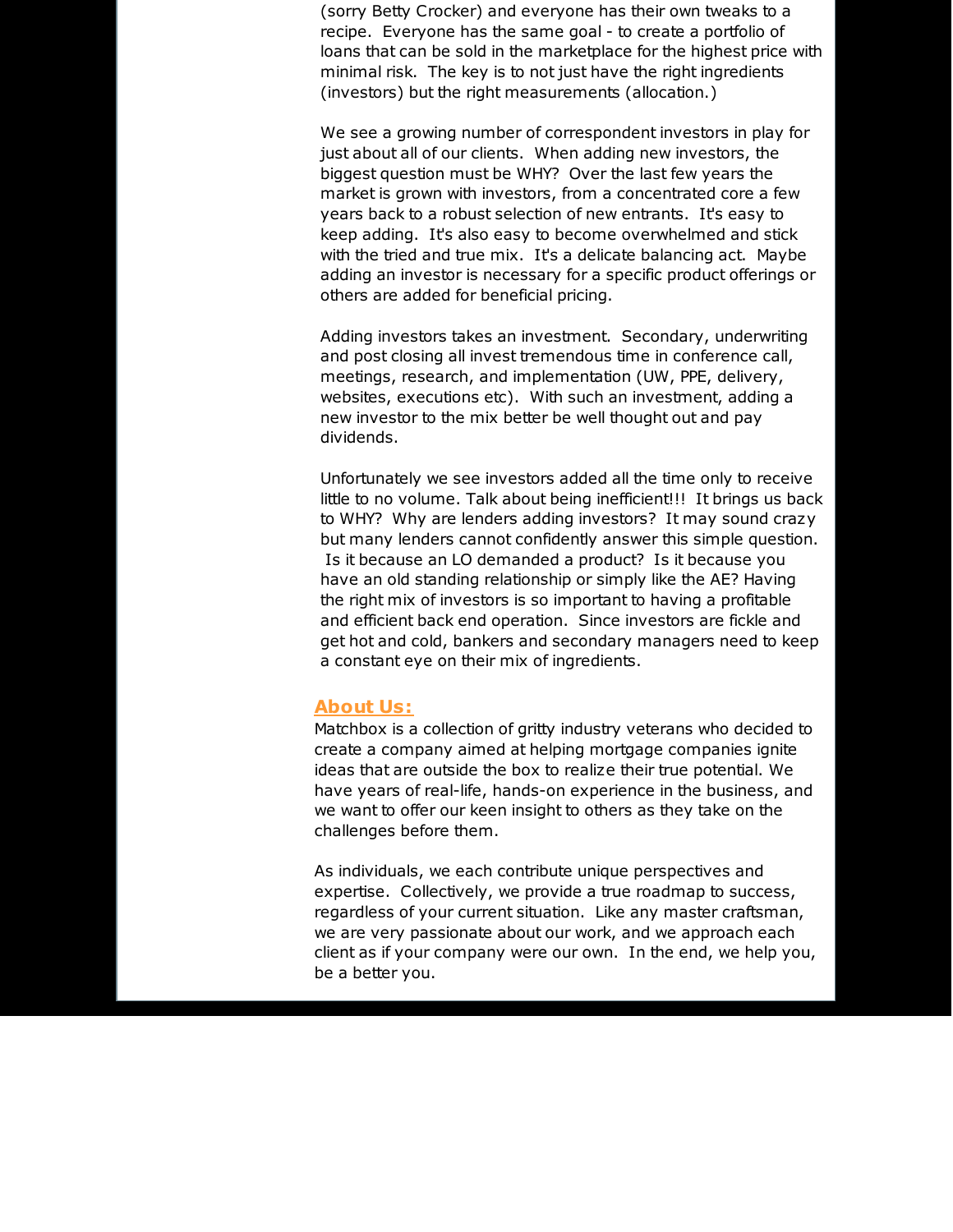(sorry Betty Crocker) and everyone has their own tweaks to a recipe. Everyone has the same goal - to create a portfolio of loans that can be sold in the marketplace for the highest price with minimal risk. The key is to not just have the right ingredients (investors) but the right measurements (allocation.)

We see a growing number of correspondent investors in play for just about all of our clients. When adding new investors, the biggest question must be WHY? Over the last few years the market is grown with investors, from a concentrated core a few years back to a robust selection of new entrants. It's easy to keep adding. It's also easy to become overwhelmed and stick with the tried and true mix. It's a delicate balancing act. Maybe adding an investor is necessary for a specific product offerings or others are added for beneficial pricing.

Adding investors takes an investment. Secondary, underwriting and post closing all invest tremendous time in conference call, meetings, research, and implementation (UW, PPE, delivery, websites, executions etc). With such an investment, adding a new investor to the mix better be well thought out and pay dividends.

Unfortunately we see investors added all the time only to receive little to no volume. Talk about being inefficient!!! It brings us back to WHY? Why are lenders adding investors? It may sound crazy but many lenders cannot confidently answer this simple question. Is it because an LO demanded a product? Is it because you have an old standing relationship or simply like the AE? Having the right mix of investors is so important to having a profitable and efficient back end operation. Since investors are fickle and get hot and cold, bankers and secondary managers need to keep a constant eye on their mix of ingredients.

## About Us:

Matchbox is a collection of gritty industry veterans who decided to create a company aimed at helping mortgage companies ignite ideas that are outside the box to realize their true potential. We have years of real-life, hands-on experience in the business, and we want to offer our keen insight to others as they take on the challenges before them.

As individuals, we each contribute unique perspectives and expertise. Collectively, we provide a true roadmap to success, regardless of your current situation. Like any master craftsman, we are very passionate about our work, and we approach each client as if your company were our own. In the end, we help you, be a better you.